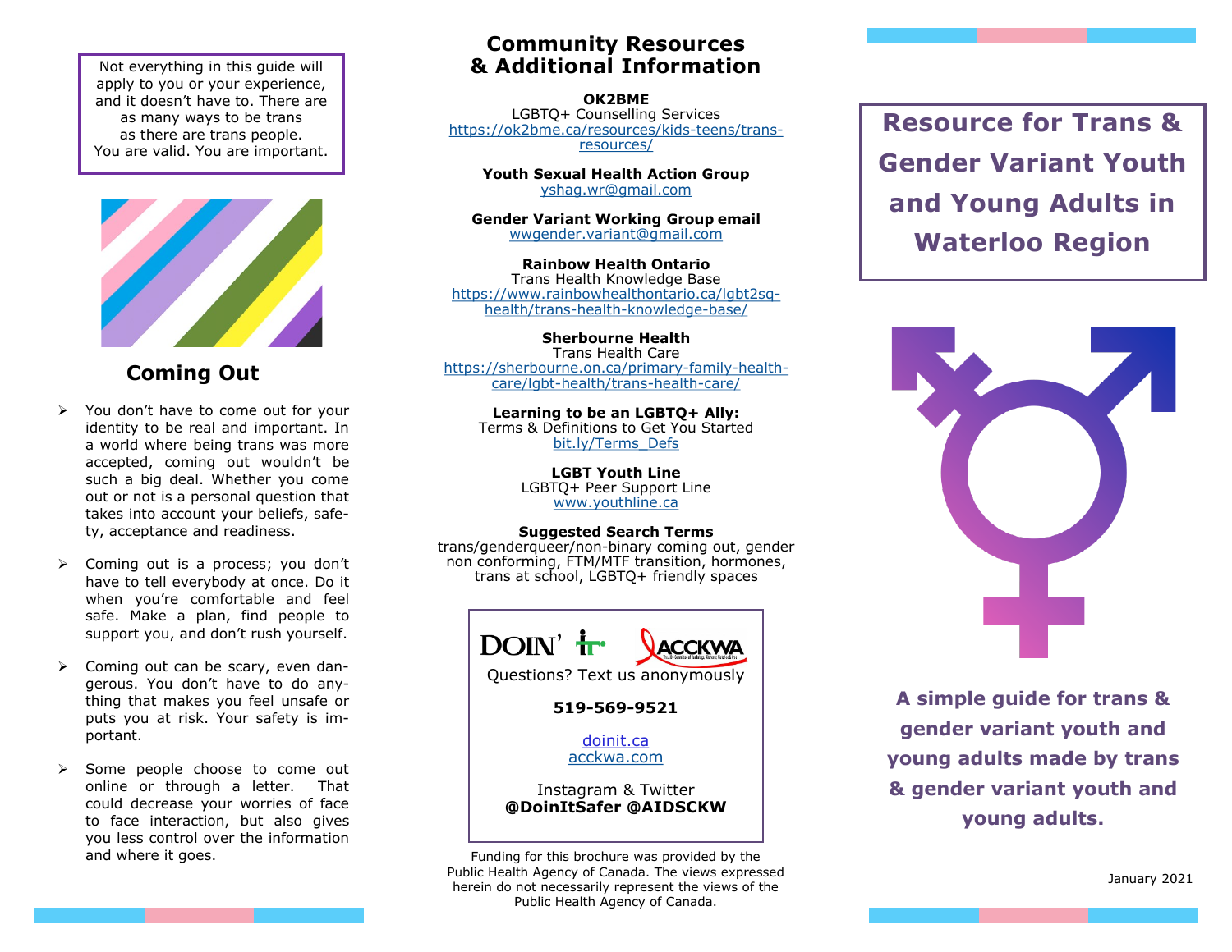Not everything in this guide will apply to you or your experience, and it doesn't have to. There are as many ways to be trans as there are trans people. You are valid. You are important.

## Coming Out

- You don't have to come out for your identity to be real and important. In a world where being trans was more accepted, coming out wouldn't be such a big deal. Whether you come out or not is a personal question that takes into account your beliefs, safety, acceptance and readiness.
- Coming out is a process; you don't have to tell everybody at once. Do it when you're comfortable and feel safe. Make a plan, find people to support you, and don't rush yourself.
- Coming out can be scary, even dangerous. You don't have to do anything that makes you feel unsafe or puts you at risk. Your safety is important.
- Some people choose to come out online or through a letter. That could decrease your worries of face to face interaction, but also gives you less control over the information and where it goes.

## Community Resources & Additional Information

**OK2BME**
LGBTQ+ Counselling Services
https://ok2bme.ca/resources/kids-teens/trans-resources/

**Youth Sexual Health Action Group**
yshag.wr@gmail.com

**Gender Variant Working Group email**
wwgender.variant@gmail.com

**Rainbow Health Ontario**
Trans Health Knowledge Base
https://www.rainbowhealthontario.ca/lgbt2sq-health/trans-health-knowledge-base/

**Sherbourne Health**
Trans Health Care
https://sherbourne.on.ca/primary-family-health-care/lgbt-health/trans-health-care/

**Learning to be an LGBTQ+ Ally:**
Terms & Definitions to Get You Started
bit.ly/Terms_Defs

**LGBT Youth Line**
LGBTQ+ Peer Support Line
www.youthline.ca

**Suggested Search Terms**
trans/genderqueer/non-binary coming out, gender non conforming, FTM/MTF transition, hormones, trans at school, LGBTQ+ friendly spaces

DOIN' IT ACCKWA

Questions? Text us anonymously

**519-569-9521**

doinit.ca
acckwa.com

Instagram & Twitter
**@DoinItSafer @AIDSCKW**

Funding for this brochure was provided by the Public Health Agency of Canada. The views expressed herein do not necessarily represent the views of the Public Health Agency of Canada.

# Resource for Trans & Gender Variant Youth and Young Adults in Waterloo Region

**A simple guide for trans & gender variant youth and young adults made by trans & gender variant youth and young adults.**

January 2021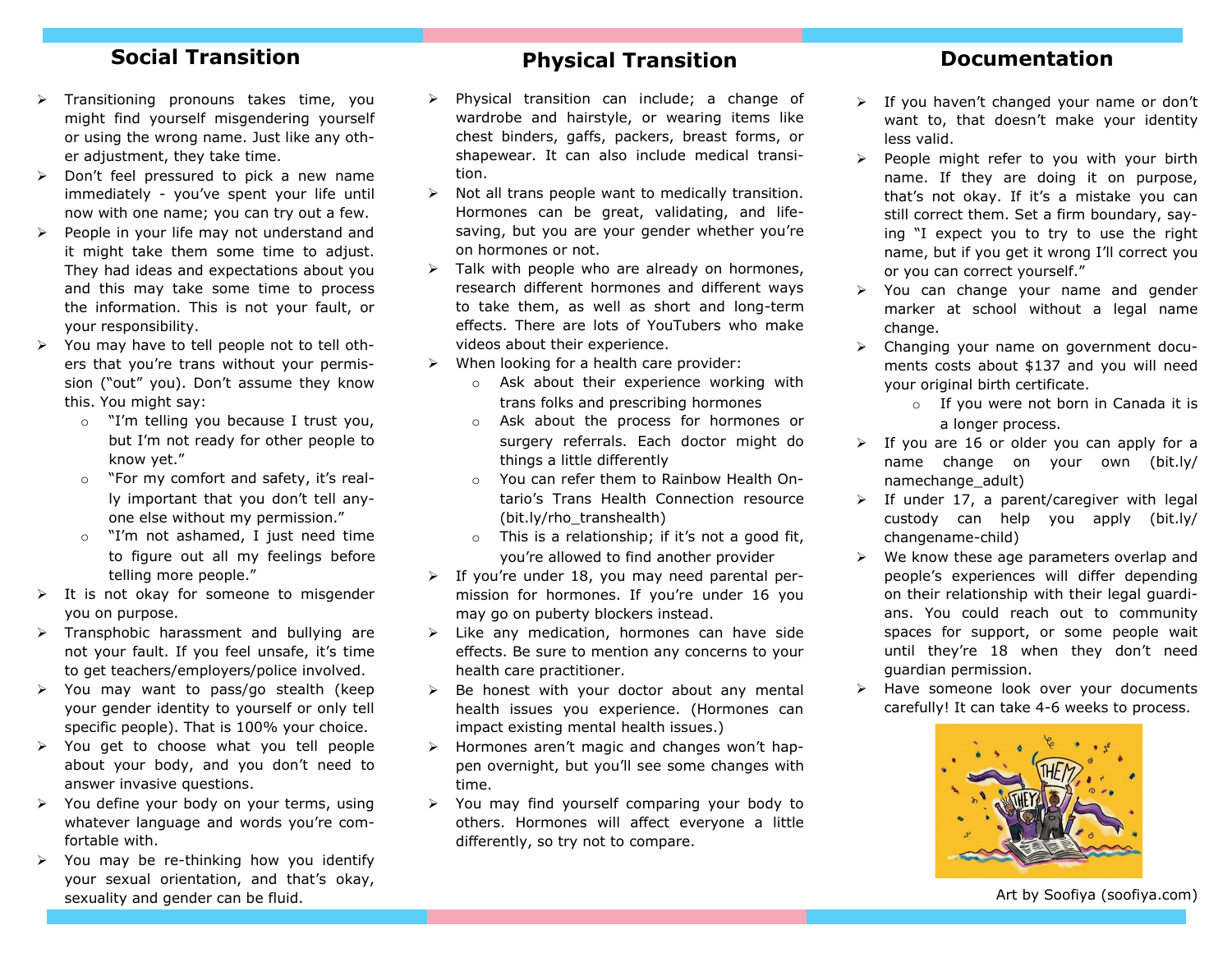## Social Transition

- Transitioning pronouns takes time, you might find yourself misgendering yourself or using the wrong name. Just like any other adjustment, they take time.
- Don't feel pressured to pick a new name immediately - you've spent your life until now with one name; you can try out a few.
- People in your life may not understand and it might take them some time to adjust. They had ideas and expectations about you and this may take some time to process the information. This is not your fault, or your responsibility.
- You may have to tell people not to tell others that you're trans without your permission ("out" you). Don't assume they know this. You might say:
  - "I'm telling you because I trust you, but I'm not ready for other people to know yet."
  - "For my comfort and safety, it's really important that you don't tell anyone else without my permission."
  - "I'm not ashamed, I just need time to figure out all my feelings before telling more people."
- It is not okay for someone to misgender you on purpose.
- Transphobic harassment and bullying are not your fault. If you feel unsafe, it's time to get teachers/employers/police involved.
- You may want to pass/go stealth (keep your gender identity to yourself or only tell specific people). That is 100% your choice.
- You get to choose what you tell people about your body, and you don't need to answer invasive questions.
- You define your body on your terms, using whatever language and words you're comfortable with.
- You may be re-thinking how you identify your sexual orientation, and that's okay, sexuality and gender can be fluid.

## Physical Transition

- Physical transition can include; a change of wardrobe and hairstyle, or wearing items like chest binders, gaffs, packers, breast forms, or shapewear. It can also include medical transition.
- Not all trans people want to medically transition. Hormones can be great, validating, and life-saving, but you are your gender whether you're on hormones or not.
- Talk with people who are already on hormones, research different hormones and different ways to take them, as well as short and long-term effects. There are lots of YouTubers who make videos about their experience.
- When looking for a health care provider:
  - Ask about their experience working with trans folks and prescribing hormones
  - Ask about the process for hormones or surgery referrals. Each doctor might do things a little differently
  - You can refer them to Rainbow Health Ontario's Trans Health Connection resource (bit.ly/rho_transhealth)
  - This is a relationship; if it's not a good fit, you're allowed to find another provider
- If you're under 18, you may need parental permission for hormones. If you're under 16 you may go on puberty blockers instead.
- Like any medication, hormones can have side effects. Be sure to mention any concerns to your health care practitioner.
- Be honest with your doctor about any mental health issues you experience. (Hormones can impact existing mental health issues.)
- Hormones aren't magic and changes won't happen overnight, but you'll see some changes with time.
- You may find yourself comparing your body to others. Hormones will affect everyone a little differently, so try not to compare.

## Documentation

- If you haven't changed your name or don't want to, that doesn't make your identity less valid.
- People might refer to you with your birth name. If they are doing it on purpose, that's not okay. If it's a mistake you can still correct them. Set a firm boundary, saying "I expect you to try to use the right name, but if you get it wrong I'll correct you or you can correct yourself."
- You can change your name and gender marker at school without a legal name change.
- Changing your name on government documents costs about $137 and you will need your original birth certificate.
  - If you were not born in Canada it is a longer process.
- If you are 16 or older you can apply for a name change on your own (bit.ly/namechange_adult)
- If under 17, a parent/caregiver with legal custody can help you apply (bit.ly/changename-child)
- We know these age parameters overlap and people's experiences will differ depending on their relationship with their legal guardians. You could reach out to community spaces for support, or some people wait until they're 18 when they don't need guardian permission.
- Have someone look over your documents carefully! It can take 4-6 weeks to process.

Art by Soofiya (soofiya.com)